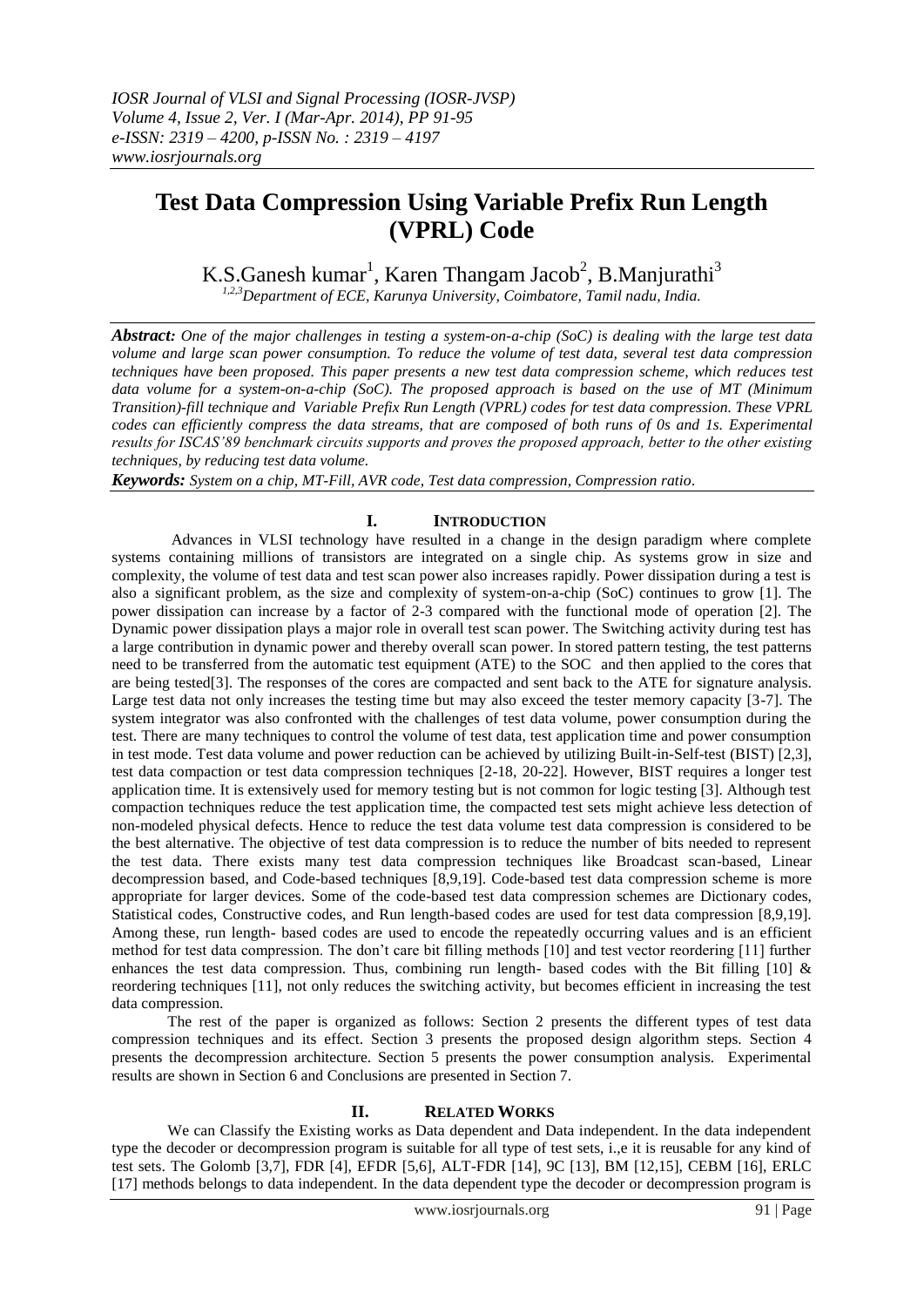# Test Data Compression Using Variable Prefix Run Length (VPRL) Code

K.S.Ganesh kumar[1], Karen Thangam Jacob[2], B.Manjurathi[3]

[1,2,3]*Department of ECE, Karunya University, Coimbatore, Tamil nadu, India.*

***Abstract:*** *One of the major challenges in testing a system-on-a-chip (SoC) is dealing with the large test data volume and large scan power consumption. To reduce the volume of test data, several test data compression techniques have been proposed. This paper presents a new test data compression scheme, which reduces test data volume for a system-on-a-chip (SoC). The proposed approach is based on the use of MT (Minimum Transition)-fill technique and Variable Prefix Run Length (VPRL) codes for test data compression. These VPRL codes can efficiently compress the data streams, that are composed of both runs of 0s and 1s. Experimental results for ISCAS'89 benchmark circuits supports and proves the proposed approach, better to the other existing techniques, by reducing test data volume.*

***Keywords:*** *System on a chip, MT-Fill, AVR code, Test data compression, Compression ratio.*

## I. INTRODUCTION

Advances in VLSI technology have resulted in a change in the design paradigm where complete systems containing millions of transistors are integrated on a single chip. As systems grow in size and complexity, the volume of test data and test scan power also increases rapidly. Power dissipation during a test is also a significant problem, as the size and complexity of system-on-a-chip (SoC) continues to grow [1]. The power dissipation can increase by a factor of 2-3 compared with the functional mode of operation [2]. The Dynamic power dissipation plays a major role in overall test scan power. The Switching activity during test has a large contribution in dynamic power and thereby overall scan power. In stored pattern testing, the test patterns need to be transferred from the automatic test equipment (ATE) to the SOC and then applied to the cores that are being tested[3]. The responses of the cores are compacted and sent back to the ATE for signature analysis. Large test data not only increases the testing time but may also exceed the tester memory capacity [3-7]. The system integrator was also confronted with the challenges of test data volume, power consumption during the test. There are many techniques to control the volume of test data, test application time and power consumption in test mode. Test data volume and power reduction can be achieved by utilizing Built-in-Self-test (BIST) [2,3], test data compaction or test data compression techniques [2-18, 20-22]. However, BIST requires a longer test application time. It is extensively used for memory testing but is not common for logic testing [3]. Although test compaction techniques reduce the test application time, the compacted test sets might achieve less detection of non-modeled physical defects. Hence to reduce the test data volume test data compression is considered to be the best alternative. The objective of test data compression is to reduce the number of bits needed to represent the test data. There exists many test data compression techniques like Broadcast scan-based, Linear decompression based, and Code-based techniques [8,9,19]. Code-based test data compression scheme is more appropriate for larger devices. Some of the code-based test data compression schemes are Dictionary codes, Statistical codes, Constructive codes, and Run length-based codes are used for test data compression [8,9,19]. Among these, run length- based codes are used to encode the repeatedly occurring values and is an efficient method for test data compression. The don't care bit filling methods [10] and test vector reordering [11] further enhances the test data compression. Thus, combining run length- based codes with the Bit filling [10] & reordering techniques [11], not only reduces the switching activity, but becomes efficient in increasing the test data compression.

The rest of the paper is organized as follows: Section 2 presents the different types of test data compression techniques and its effect. Section 3 presents the proposed design algorithm steps. Section 4 presents the decompression architecture. Section 5 presents the power consumption analysis. Experimental results are shown in Section 6 and Conclusions are presented in Section 7.

## II. RELATED WORKS

We can Classify the Existing works as Data dependent and Data independent. In the data independent type the decoder or decompression program is suitable for all type of test sets, i.,e it is reusable for any kind of test sets. The Golomb [3,7], FDR [4], EFDR [5,6], ALT-FDR [14], 9C [13], BM [12,15], CEBM [16], ERLC [17] methods belongs to data independent. In the data dependent type the decoder or decompression program is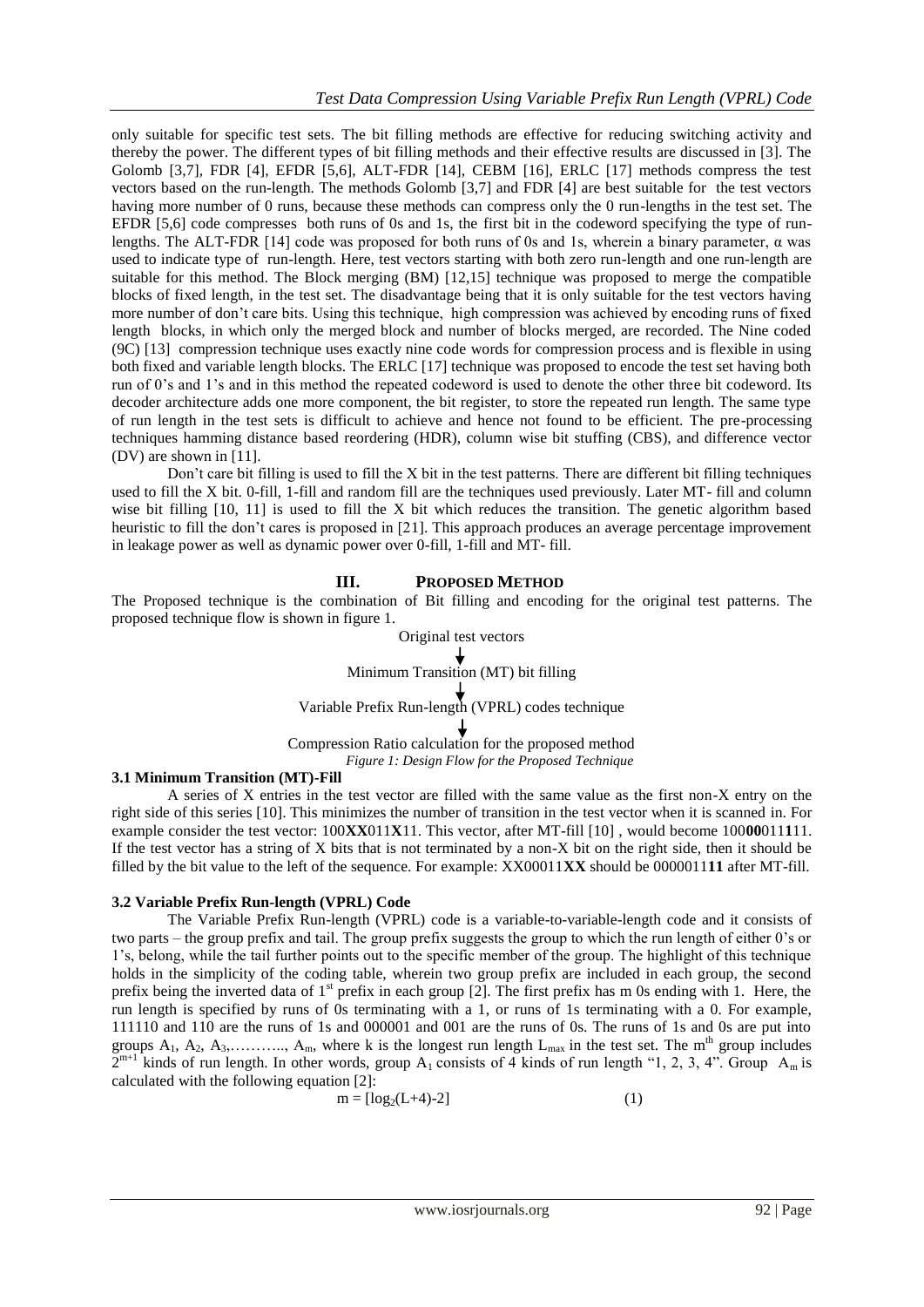only suitable for specific test sets. The bit filling methods are effective for reducing switching activity and thereby the power. The different types of bit filling methods and their effective results are discussed in [3]. The Golomb [3,7], FDR [4], EFDR [5,6], ALT-FDR [14], CEBM [16], ERLC [17] methods compress the test vectors based on the run-length. The methods Golomb [3,7] and FDR [4] are best suitable for the test vectors having more number of 0 runs, because these methods can compress only the 0 run-lengths in the test set. The EFDR [5,6] code compresses both runs of 0s and 1s, the first bit in the codeword specifying the type of run-lengths. The ALT-FDR [14] code was proposed for both runs of 0s and 1s, wherein a binary parameter, $\alpha$ was used to indicate type of run-length. Here, test vectors starting with both zero run-length and one run-length are suitable for this method. The Block merging (BM) [12,15] technique was proposed to merge the compatible blocks of fixed length, in the test set. The disadvantage being that it is only suitable for the test vectors having more number of don't care bits. Using this technique, high compression was achieved by encoding runs of fixed length blocks, in which only the merged block and number of blocks merged, are recorded. The Nine coded (9C) [13] compression technique uses exactly nine code words for compression process and is flexible in using both fixed and variable length blocks. The ERLC [17] technique was proposed to encode the test set having both run of 0's and 1's and in this method the repeated codeword is used to denote the other three bit codeword. Its decoder architecture adds one more component, the bit register, to store the repeated run length. The same type of run length in the test sets is difficult to achieve and hence not found to be efficient. The pre-processing techniques hamming distance based reordering (HDR), column wise bit stuffing (CBS), and difference vector (DV) are shown in [11].

Don't care bit filling is used to fill the X bit in the test patterns. There are different bit filling techniques used to fill the X bit. 0-fill, 1-fill and random fill are the techniques used previously. Later MT- fill and column wise bit filling [10, 11] is used to fill the X bit which reduces the transition. The genetic algorithm based heuristic to fill the don't cares is proposed in [21]. This approach produces an average percentage improvement in leakage power as well as dynamic power over 0-fill, 1-fill and MT- fill.

## III. Proposed Method

The Proposed technique is the combination of Bit filling and encoding for the original test patterns. The proposed technique flow is shown in figure 1.

Original test vectors
↓
Minimum Transition (MT) bit filling
↓
Variable Prefix Run-length (VPRL) codes technique
↓
Compression Ratio calculation for the proposed method

*Figure 1: Design Flow for the Proposed Technique*

### 3.1 Minimum Transition (MT)-Fill

A series of X entries in the test vector are filled with the same value as the first non-X entry on the right side of this series [10]. This minimizes the number of transition in the test vector when it is scanned in. For example consider the test vector: 100**XX**011**X**11. This vector, after MT-fill [10] , would become 100**00**011**1**11. If the test vector has a string of X bits that is not terminated by a non-X bit on the right side, then it should be filled by the bit value to the left of the sequence. For example: XX00011**XX** should be 0000011**11** after MT-fill.

### 3.2 Variable Prefix Run-length (VPRL) Code

The Variable Prefix Run-length (VPRL) code is a variable-to-variable-length code and it consists of two parts – the group prefix and tail. The group prefix suggests the group to which the run length of either 0's or 1's, belong, while the tail further points out to the specific member of the group. The highlight of this technique holds in the simplicity of the coding table, wherein two group prefix are included in each group, the second prefix being the inverted data of 1[st] prefix in each group [2]. The first prefix has m 0s ending with 1. Here, the run length is specified by runs of 0s terminating with a 1, or runs of 1s terminating with a 0. For example, 111110 and 110 are the runs of 1s and 000001 and 001 are the runs of 0s. The runs of 1s and 0s are put into groups $A_1$, $A_2$, $A_3$,……….., $A_m$, where k is the longest run length $L_{max}$ in the test set. The m[th] group includes $2^{m+1}$ kinds of run length. In other words, group $A_1$ consists of 4 kinds of run length "1, 2, 3, 4". Group $A_m$ is calculated with the following equation [2]:

$$m = [\log_2(L+4)-2] \qquad (1)$$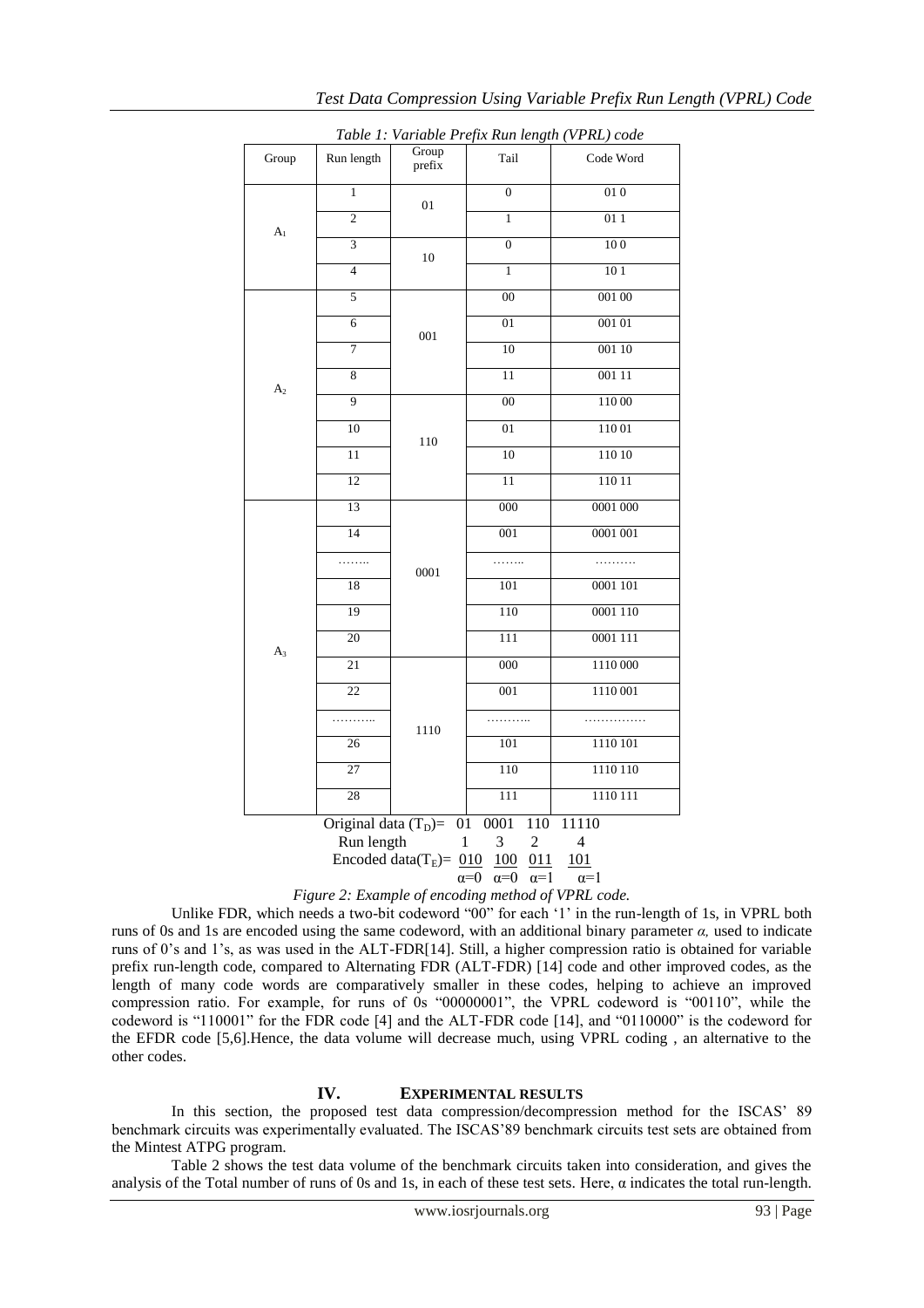*Table 1: Variable Prefix Run length (VPRL) code*

| Group | Run length | Group prefix | Tail | Code Word |
|---|---|---|---|---|
| $A_1$ | 1 | 01 | 0 | 01 0 |
| | 2 | | 1 | 01 1 |
| | 3 | 10 | 0 | 10 0 |
| | 4 | | 1 | 10 1 |
| $A_2$ | 5 | 001 | 00 | 001 00 |
| | 6 | | 01 | 001 01 |
| | 7 | | 10 | 001 10 |
| | 8 | | 11 | 001 11 |
| | 9 | 110 | 00 | 110 00 |
| | 10 | | 01 | 110 01 |
| | 11 | | 10 | 110 10 |
| | 12 | | 11 | 110 11 |
| $A_3$ | 13 | 0001 | 000 | 0001 000 |
| | 14 | | 001 | 0001 001 |
| | …….. | | …….. | ………. |
| | 18 | | 101 | 0001 101 |
| | 19 | | 110 | 0001 110 |
| | 20 | | 111 | 0001 111 |
| | 21 | 1110 | 000 | 1110 000 |
| | 22 | | 001 | 1110 001 |
| | ……….. | | ……….. | …………… |
| | 26 | | 101 | 1110 101 |
| | 27 | | 110 | 1110 110 |
| | 28 | | 111 | 1110 111 |

Original data ($T_D$)= 01 0001 110 11110

Run length 1 3 2 4

Encoded data($T_E$)= 010 100 011 101

$\alpha$=0 $\alpha$=0 $\alpha$=1 $\alpha$=1

*Figure 2: Example of encoding method of VPRL code.*

Unlike FDR, which needs a two-bit codeword "00" for each '1' in the run-length of 1s, in VPRL both runs of 0s and 1s are encoded using the same codeword, with an additional binary parameter *α*, used to indicate runs of 0's and 1's, as was used in the ALT-FDR[14]. Still, a higher compression ratio is obtained for variable prefix run-length code, compared to Alternating FDR (ALT-FDR) [14] code and other improved codes, as the length of many code words are comparatively smaller in these codes, helping to achieve an improved compression ratio. For example, for runs of 0s "00000001", the VPRL codeword is "00110", while the codeword is "110001" for the FDR code [4] and the ALT-FDR code [14], and "0110000" is the codeword for the EFDR code [5,6].Hence, the data volume will decrease much, using VPRL coding , an alternative to the other codes.

## IV. EXPERIMENTAL RESULTS

In this section, the proposed test data compression/decompression method for the ISCAS' 89 benchmark circuits was experimentally evaluated. The ISCAS'89 benchmark circuits test sets are obtained from the Mintest ATPG program.

Table 2 shows the test data volume of the benchmark circuits taken into consideration, and gives the analysis of the Total number of runs of 0s and 1s, in each of these test sets. Here, α indicates the total run-length.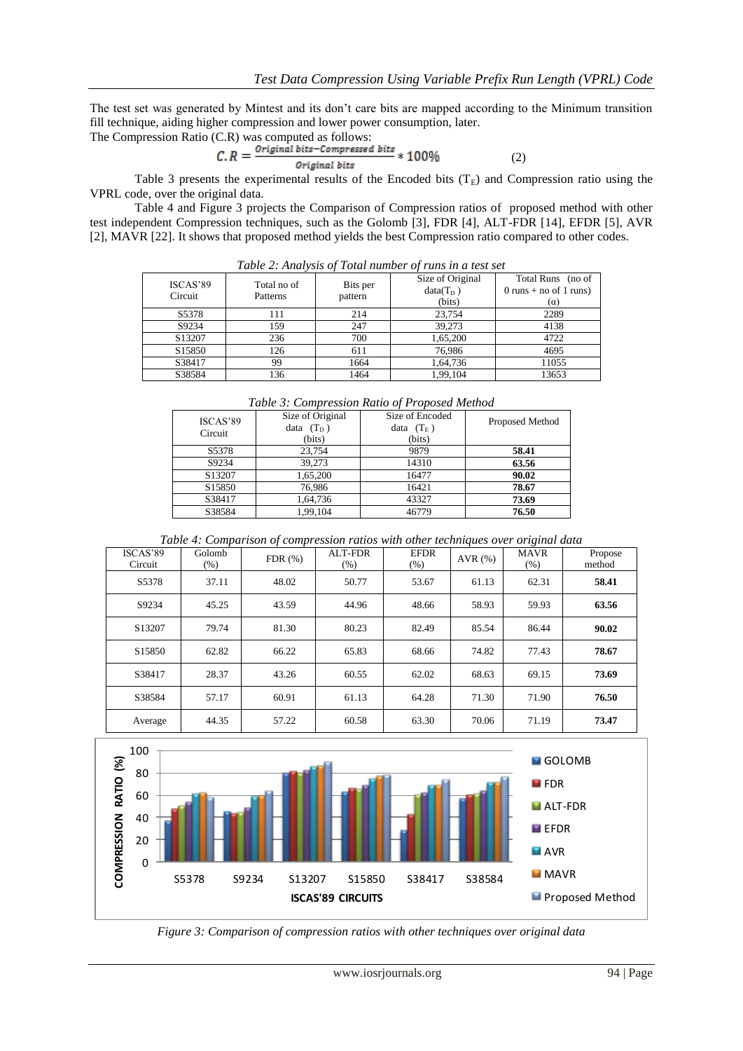The test set was generated by Mintest and its don't care bits are mapped according to the Minimum transition fill technique, aiding higher compression and lower power consumption, later.

The Compression Ratio (C.R) was computed as follows:

$$C.R = \frac{Original\ bits - Compressed\ bits}{Original\ bits} * 100\% \quad (2)$$

Table 3 presents the experimental results of the Encoded bits ($T_E$) and Compression ratio using the VPRL code, over the original data.

Table 4 and Figure 3 projects the Comparison of Compression ratios of proposed method with other test independent Compression techniques, such as the Golomb [3], FDR [4], ALT-FDR [14], EFDR [5], AVR [2], MAVR [22]. It shows that proposed method yields the best Compression ratio compared to other codes.

*Table 2: Analysis of Total number of runs in a test set*

| ISCAS'89 Circuit | Total no of Patterns | Bits per pattern | Size of Original data($T_D$) (bits) | Total Runs (no of 0 runs + no of 1 runs) (α) |
|---|---|---|---|---|
| S5378 | 111 | 214 | 23,754 | 2289 |
| S9234 | 159 | 247 | 39,273 | 4138 |
| S13207 | 236 | 700 | 1,65,200 | 4722 |
| S15850 | 126 | 611 | 76,986 | 4695 |
| S38417 | 99 | 1664 | 1,64,736 | 11055 |
| S38584 | 136 | 1464 | 1,99,104 | 13653 |

*Table 3: Compression Ratio of Proposed Method*

| ISCAS'89 Circuit | Size of Original data ($T_D$) (bits) | Size of Encoded data ($T_E$) (bits) | Proposed Method |
|---|---|---|---|
| S5378 | 23,754 | 9879 | **58.41** |
| S9234 | 39,273 | 14310 | **63.56** |
| S13207 | 1,65,200 | 16477 | **90.02** |
| S15850 | 76,986 | 16421 | **78.67** |
| S38417 | 1,64,736 | 43327 | **73.69** |
| S38584 | 1,99,104 | 46779 | **76.50** |

*Table 4: Comparison of compression ratios with other techniques over original data*

| ISCAS'89 Circuit | Golomb (%) | FDR (%) | ALT-FDR (%) | EFDR (%) | AVR (%) | MAVR (%) | Propose method |
|---|---|---|---|---|---|---|---|
| S5378 | 37.11 | 48.02 | 50.77 | 53.67 | 61.13 | 62.31 | **58.41** |
| S9234 | 45.25 | 43.59 | 44.96 | 48.66 | 58.93 | 59.93 | **63.56** |
| S13207 | 79.74 | 81.30 | 80.23 | 82.49 | 85.54 | 86.44 | **90.02** |
| S15850 | 62.82 | 66.22 | 65.83 | 68.66 | 74.82 | 77.43 | **78.67** |
| S38417 | 28.37 | 43.26 | 60.55 | 62.02 | 68.63 | 69.15 | **73.69** |
| S38584 | 57.17 | 60.91 | 61.13 | 64.28 | 71.30 | 71.90 | **76.50** |
| Average | 44.35 | 57.22 | 60.58 | 63.30 | 70.06 | 71.19 | **73.47** |

*Figure 3: Comparison of compression ratios with other techniques over original data*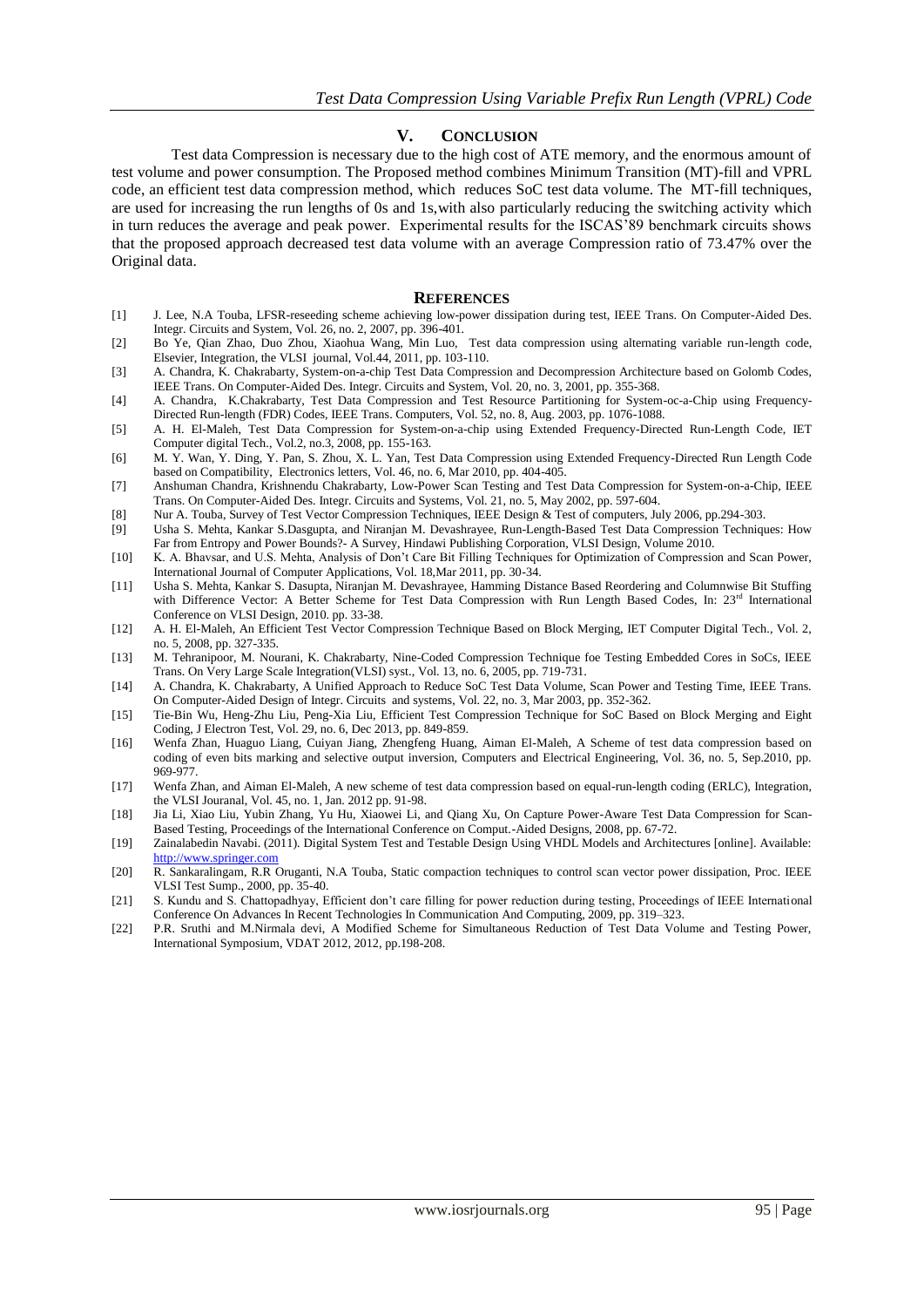## V. CONCLUSION

Test data Compression is necessary due to the high cost of ATE memory, and the enormous amount of test volume and power consumption. The Proposed method combines Minimum Transition (MT)-fill and VPRL code, an efficient test data compression method, which reduces SoC test data volume. The MT-fill techniques, are used for increasing the run lengths of 0s and 1s,with also particularly reducing the switching activity which in turn reduces the average and peak power. Experimental results for the ISCAS'89 benchmark circuits shows that the proposed approach decreased test data volume with an average Compression ratio of 73.47% over the Original data.

## REFERENCES

[1] J. Lee, N.A Touba, LFSR-reseeding scheme achieving low-power dissipation during test, IEEE Trans. On Computer-Aided Des. Integr. Circuits and System, Vol. 26, no. 2, 2007, pp. 396-401.

[2] Bo Ye, Qian Zhao, Duo Zhou, Xiaohua Wang, Min Luo, Test data compression using alternating variable run-length code, Elsevier, Integration, the VLSI journal, Vol.44, 2011, pp. 103-110.

[3] A. Chandra, K. Chakrabarty, System-on-a-chip Test Data Compression and Decompression Architecture based on Golomb Codes, IEEE Trans. On Computer-Aided Des. Integr. Circuits and System, Vol. 20, no. 3, 2001, pp. 355-368.

[4] A. Chandra, K.Chakrabarty, Test Data Compression and Test Resource Partitioning for System-oc-a-Chip using Frequency-Directed Run-length (FDR) Codes, IEEE Trans. Computers, Vol. 52, no. 8, Aug. 2003, pp. 1076-1088.

[5] A. H. El-Maleh, Test Data Compression for System-on-a-chip using Extended Frequency-Directed Run-Length Code, IET Computer digital Tech., Vol.2, no.3, 2008, pp. 155-163.

[6] M. Y. Wan, Y. Ding, Y. Pan, S. Zhou, X. L. Yan, Test Data Compression using Extended Frequency-Directed Run Length Code based on Compatibility, Electronics letters, Vol. 46, no. 6, Mar 2010, pp. 404-405.

[7] Anshuman Chandra, Krishnendu Chakrabarty, Low-Power Scan Testing and Test Data Compression for System-on-a-Chip, IEEE Trans. On Computer-Aided Des. Integr. Circuits and Systems, Vol. 21, no. 5, May 2002, pp. 597-604.

[8] Nur A. Touba, Survey of Test Vector Compression Techniques, IEEE Design & Test of computers, July 2006, pp.294-303.

[9] Usha S. Mehta, Kankar S.Dasgupta, and Niranjan M. Devashrayee, Run-Length-Based Test Data Compression Techniques: How Far from Entropy and Power Bounds?- A Survey, Hindawi Publishing Corporation, VLSI Design, Volume 2010.

[10] K. A. Bhavsar, and U.S. Mehta, Analysis of Don't Care Bit Filling Techniques for Optimization of Compression and Scan Power, International Journal of Computer Applications, Vol. 18,Mar 2011, pp. 30-34.

[11] Usha S. Mehta, Kankar S. Dasupta, Niranjan M. Devashrayee, Hamming Distance Based Reordering and Columnwise Bit Stuffing with Difference Vector: A Better Scheme for Test Data Compression with Run Length Based Codes, In: 23rd International Conference on VLSI Design, 2010. pp. 33-38.

[12] A. H. El-Maleh, An Efficient Test Vector Compression Technique Based on Block Merging, IET Computer Digital Tech., Vol. 2, no. 5, 2008, pp. 327-335.

[13] M. Tehranipoor, M. Nourani, K. Chakrabarty, Nine-Coded Compression Technique foe Testing Embedded Cores in SoCs, IEEE Trans. On Very Large Scale Integration(VLSI) syst., Vol. 13, no. 6, 2005, pp. 719-731.

[14] A. Chandra, K. Chakrabarty, A Unified Approach to Reduce SoC Test Data Volume, Scan Power and Testing Time, IEEE Trans. On Computer-Aided Design of Integr. Circuits and systems, Vol. 22, no. 3, Mar 2003, pp. 352-362.

[15] Tie-Bin Wu, Heng-Zhu Liu, Peng-Xia Liu, Efficient Test Compression Technique for SoC Based on Block Merging and Eight Coding, J Electron Test, Vol. 29, no. 6, Dec 2013, pp. 849-859.

[16] Wenfa Zhan, Huaguo Liang, Cuiyan Jiang, Zhengfeng Huang, Aiman El-Maleh, A Scheme of test data compression based on coding of even bits marking and selective output inversion, Computers and Electrical Engineering, Vol. 36, no. 5, Sep.2010, pp. 969-977.

[17] Wenfa Zhan, and Aiman El-Maleh, A new scheme of test data compression based on equal-run-length coding (ERLC), Integration, the VLSI Jouranal, Vol. 45, no. 1, Jan. 2012 pp. 91-98.

[18] Jia Li, Xiao Liu, Yubin Zhang, Yu Hu, Xiaowei Li, and Qiang Xu, On Capture Power-Aware Test Data Compression for Scan-Based Testing, Proceedings of the International Conference on Comput.-Aided Designs, 2008, pp. 67-72.

[19] Zainalabedin Navabi. (2011). Digital System Test and Testable Design Using VHDL Models and Architectures [online]. Available: http://www.springer.com

[20] R. Sankaralingam, R.R Oruganti, N.A Touba, Static compaction techniques to control scan vector power dissipation, Proc. IEEE VLSI Test Sump., 2000, pp. 35-40.

[21] S. Kundu and S. Chattopadhyay, Efficient don't care filling for power reduction during testing, Proceedings of IEEE International Conference On Advances In Recent Technologies In Communication And Computing, 2009, pp. 319–323.

[22] P.R. Sruthi and M.Nirmala devi, A Modified Scheme for Simultaneous Reduction of Test Data Volume and Testing Power, International Symposium, VDAT 2012, 2012, pp.198-208.